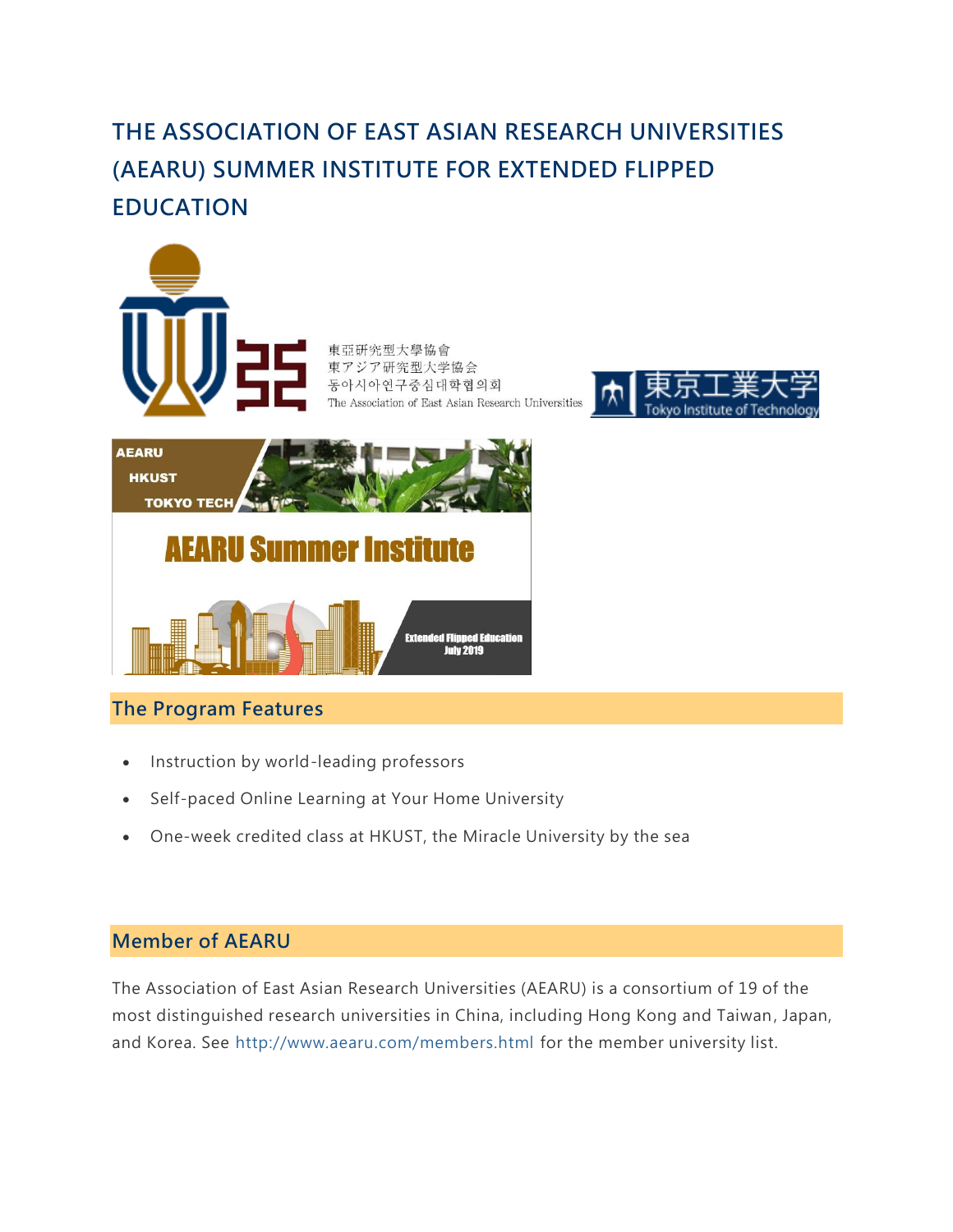# THE ASSOCIATION OF EAST ASIAN RESEARCH UNIVERSITIES (AEARU) SUMMER INSTITUTE FOR EXTENDED FLIPPED EDUCATION

東亞研究型大學協會
東アジア研究型大学協会
동아시아연구중심대학협의회
The Association of East Asian Research Universities

東京工業大学
Tokyo Institute of Technology

AEARU
HKUST
TOKYO TECH

AEARU Summer Institute

Extended Flipped Education
July 2019

## The Program Features

- Instruction by world-leading professors
- Self-paced Online Learning at Your Home University
- One-week credited class at HKUST, the Miracle University by the sea

## Member of AEARU

The Association of East Asian Research Universities (AEARU) is a consortium of 19 of the most distinguished research universities in China, including Hong Kong and Taiwan, Japan, and Korea. See http://www.aearu.com/members.html for the member university list.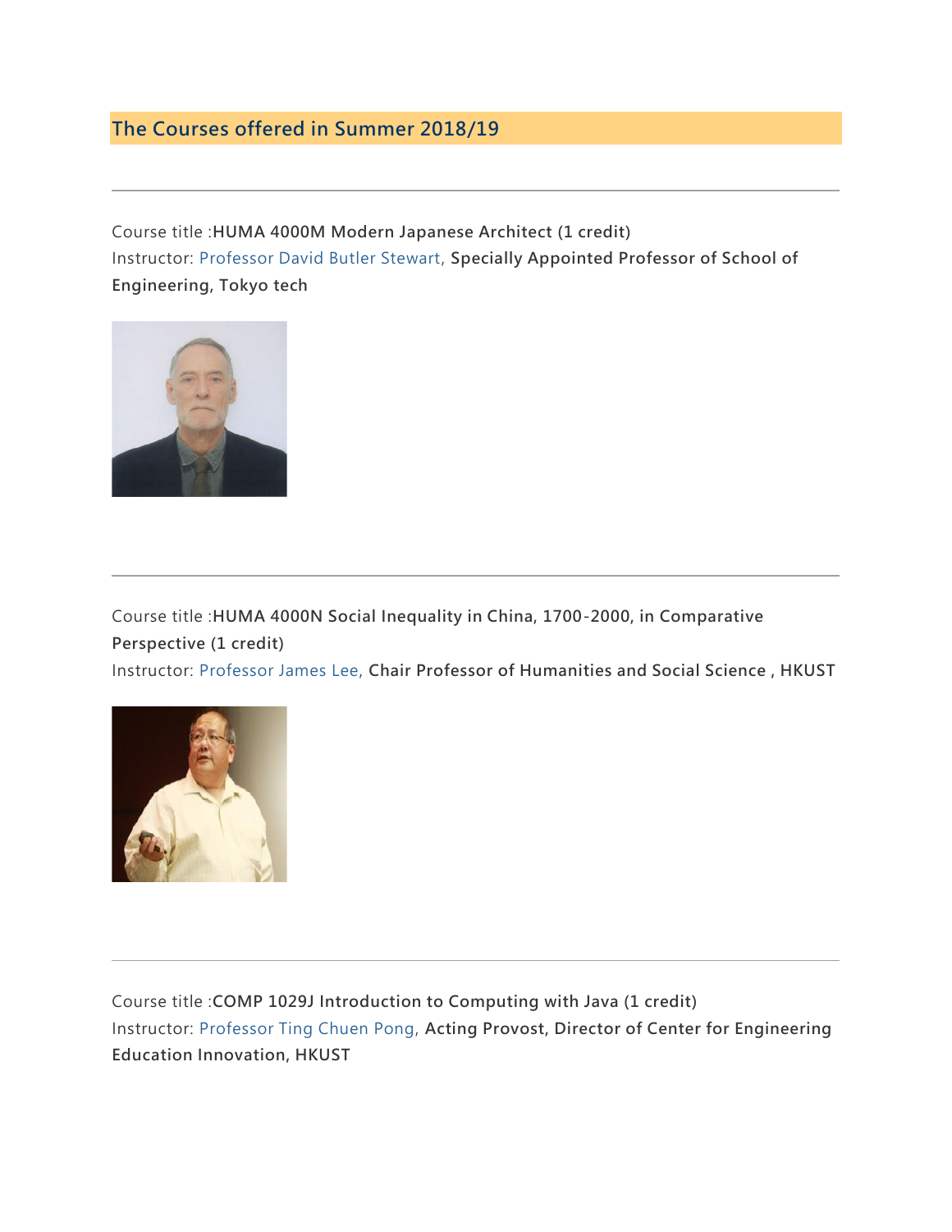## The Courses offered in Summer 2018/19

---

Course title :**HUMA 4000M Modern Japanese Architect (1 credit)**
Instructor: Professor David Butler Stewart, **Specially Appointed Professor of School of Engineering, Tokyo tech**

---

Course title :**HUMA 4000N Social Inequality in China, 1700-2000, in Comparative Perspective (1 credit)**
Instructor: Professor James Lee, **Chair Professor of Humanities and Social Science , HKUST**

---

Course title :**COMP 1029J Introduction to Computing with Java (1 credit)**
Instructor: Professor Ting Chuen Pong, **Acting Provost, Director of Center for Engineering Education Innovation, HKUST**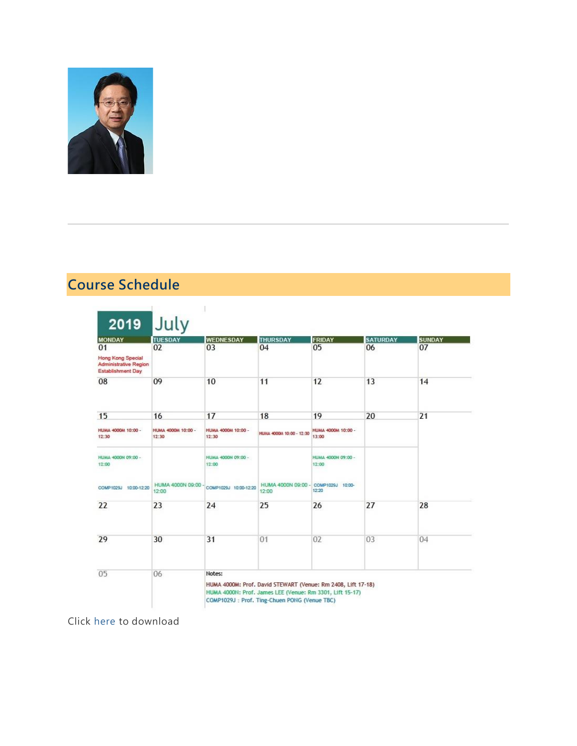## Course Schedule

**2019 July**

| MONDAY | TUESDAY | WEDNESDAY | THURSDAY | FRIDAY | SATURDAY | SUNDAY |
|---|---|---|---|---|---|---|
| 01 Hong Kong Special Administrative Region Establishment Day | 02 | 03 | 04 | 05 | 06 | 07 |
| 08 | 09 | 10 | 11 | 12 | 13 | 14 |
| 15 HUMA 4000M 10:00 - 12:30; HUMA 4000N 09:00 - 12:00; COMP1029J 10:00-12:20 | 16 HUMA 4000M 10:00 - 12:30; HUMA 4000N 09:00 - 12:00 | 17 HUMA 4000M 10:00 - 12:30; HUMA 4000N 09:00 - 12:00; COMP1029J 10:00-12:20 | 18 HUMA 4000M 10:00 - 12:30; HUMA 4000N 09:00 - 12:00 | 19 HUMA 4000M 10:00 - 13:00; HUMA 4000N 09:00 - 12:00; COMP1029J 10:00-12:20 | 20 | 21 |
| 22 | 23 | 24 | 25 | 26 | 27 | 28 |
| 29 | 30 | 31 | 01 | 02 | 03 | 04 |
| 05 | 06 | | | | | |

Notes:

HUMA 4000M: Prof. David STEWART (Venue: Rm 2408, Lift 17-18)

HUMA 4000N: Prof. James LEE (Venue: Rm 3301, Lift 15-17)

COMP1029J : Prof. Ting-Chuen PONG (Venue TBC)

Click here to download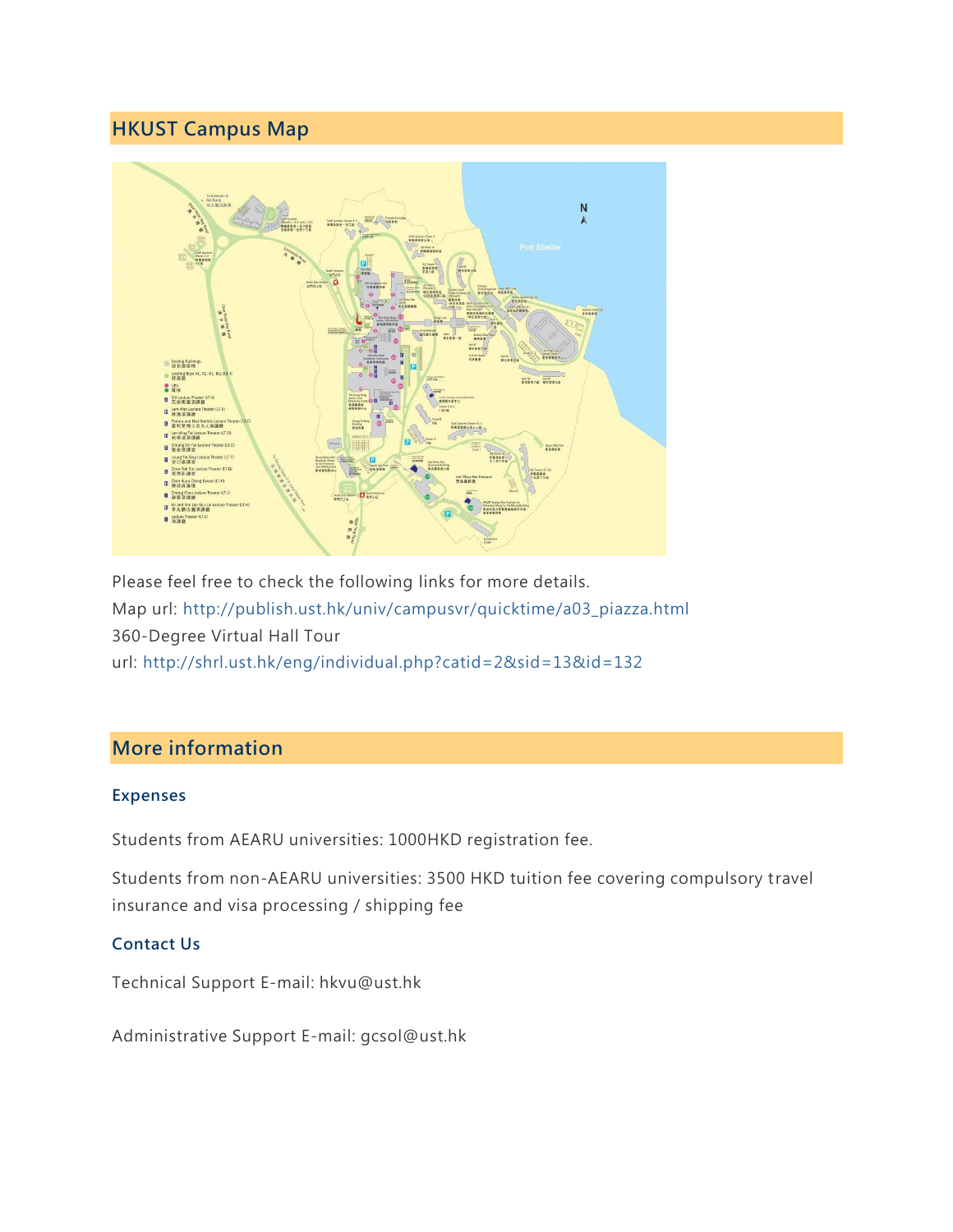## HKUST Campus Map

Please feel free to check the following links for more details.
Map url: http://publish.ust.hk/univ/campusvr/quicktime/a03_piazza.html
360-Degree Virtual Hall Tour
url: http://shrl.ust.hk/eng/individual.php?catid=2&sid=13&id=132

## More information

### Expenses

Students from AEARU universities: 1000HKD registration fee.

Students from non-AEARU universities: 3500 HKD tuition fee covering compulsory travel insurance and visa processing / shipping fee

### Contact Us

Technical Support E-mail: hkvu@ust.hk

Administrative Support E-mail: gcsol@ust.hk